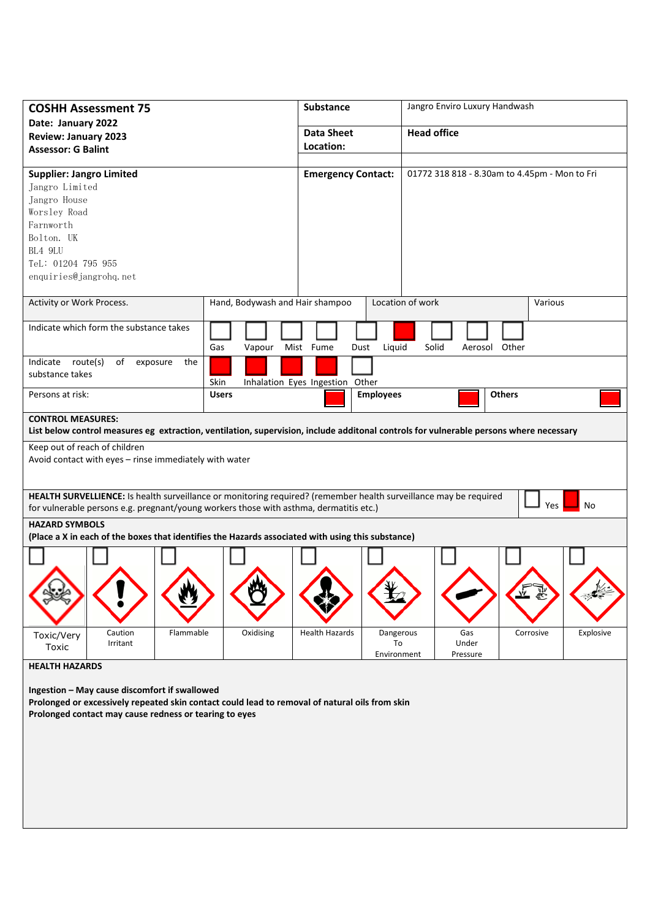| **COSHH Assessment 75**<br>**Date: January 2022**<br>**Review: January 2023**<br>**Assessor: G Balint** | **Substance** | Jangro Enviro Luxury Handwash |
|---|---|---|
| | **Data Sheet Location:** | **Head office** |
| **Supplier: Jangro Limited**<br>Jangro Limited<br>Jangro House<br>Worsley Road<br>Farnworth<br>Bolton. UK<br>BL4 9LU<br>TeL: 01204 795 955<br>enquiries@jangrohq.net | **Emergency Contact:** | 01772 318 818 - 8.30am to 4.45pm - Mon to Fri |

| Activity or Work Process. | Hand, Bodywash and Hair shampoo | Location of work | Various |
|---|---|---|---|

**Indicate which form the substance takes**

| Gas | Vapour | Mist | Fume | Dust | Liquid | Solid | Aerosol | Other |
|---|---|---|---|---|---|---|---|---|
| ☐ | ☐ | ☐ | ☐ | ☐ | ■ | ☐ | ☐ | ☐ |

**Indicate route(s) of exposure the substance takes**

| Skin | Inhalation | Eyes | Ingestion | Other |
|---|---|---|---|---|
| ■ | ■ | ■ | ■ | ☐ |

**Persons at risk:**

| Users | Employees | Others |
|---|---|---|
| ■ | ■ | ■ |

**CONTROL MEASURES:**
**List below control measures eg extraction, ventilation, supervision, include additonal controls for vulnerable persons where necessary**

Keep out of reach of children
Avoid contact with eyes – rinse immediately with water

**HEALTH SURVELLIENCE:** Is health surveillance or monitoring required? (remember health surveillance may be required for vulnerable persons e.g. pregnant/young workers those with asthma, dermatitis etc.)

| Yes | No |
|---|---|
| ☐ | ■ |

**HAZARD SYMBOLS**
**(Place a X in each of the boxes that identifies the Hazards associated with using this substance)**

| Toxic/Very Toxic | Caution Irritant | Flammable | Oxidising | Health Hazards | Dangerous To Environment | Gas Under Pressure | Corrosive | Explosive |
|---|---|---|---|---|---|---|---|---|
| ☐ | ☐ | ☐ | ☐ | ☐ | ☐ | ☐ | ☐ | ☐ |

**HEALTH HAZARDS**

**Ingestion – May cause discomfort if swallowed**
**Prolonged or excessively repeated skin contact could lead to removal of natural oils from skin**
**Prolonged contact may cause redness or tearing to eyes**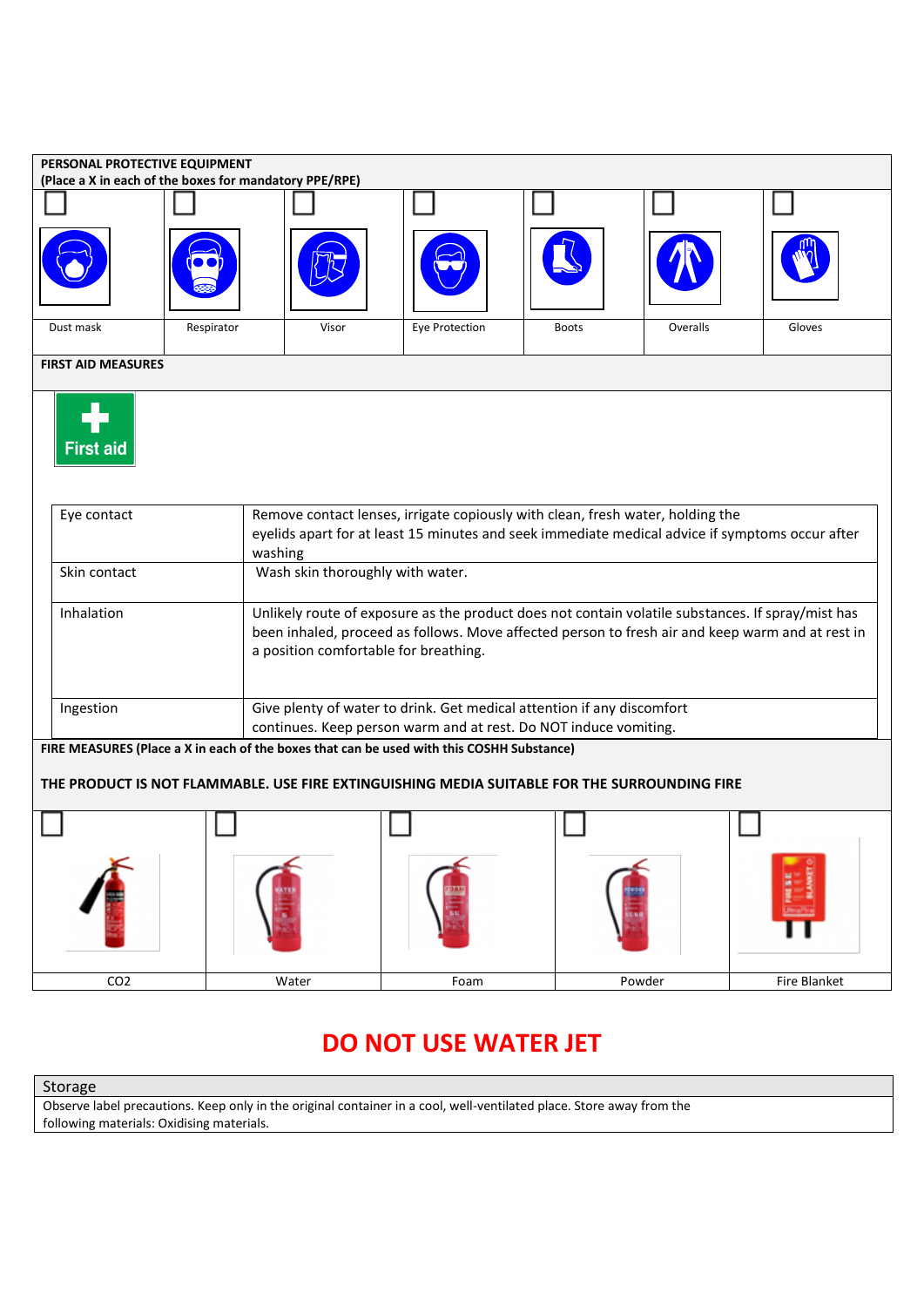## PERSONAL PROTECTIVE EQUIPMENT

**(Place a X in each of the boxes for mandatory PPE/RPE)**

| ☐ | ☐ | ☐ | ☐ | ☐ | ☐ | ☐ |
|---|---|---|---|---|---|---|
| Dust mask | Respirator | Visor | Eye Protection | Boots | Overalls | Gloves |

## FIRST AID MEASURES

First aid

| | |
|---|---|
| Eye contact | Remove contact lenses, irrigate copiously with clean, fresh water, holding the eyelids apart for at least 15 minutes and seek immediate medical advice if symptoms occur after washing |
| Skin contact | Wash skin thoroughly with water. |
| Inhalation | Unlikely route of exposure as the product does not contain volatile substances. If spray/mist has been inhaled, proceed as follows. Move affected person to fresh air and keep warm and at rest in a position comfortable for breathing. |
| Ingestion | Give plenty of water to drink. Get medical attention if any discomfort continues. Keep person warm and at rest. Do NOT induce vomiting. |

## FIRE MEASURES (Place a X in each of the boxes that can be used with this COSHH Substance)

**THE PRODUCT IS NOT FLAMMABLE. USE FIRE EXTINGUISHING MEDIA SUITABLE FOR THE SURROUNDING FIRE**

| ☐ | ☐ | ☐ | ☐ | ☐ |
|---|---|---|---|---|
| $CO_2$ | Water | Foam | Powder | Fire Blanket |

# DO NOT USE WATER JET

| Storage |
|---|
| Observe label precautions. Keep only in the original container in a cool, well-ventilated place. Store away from the following materials: Oxidising materials. |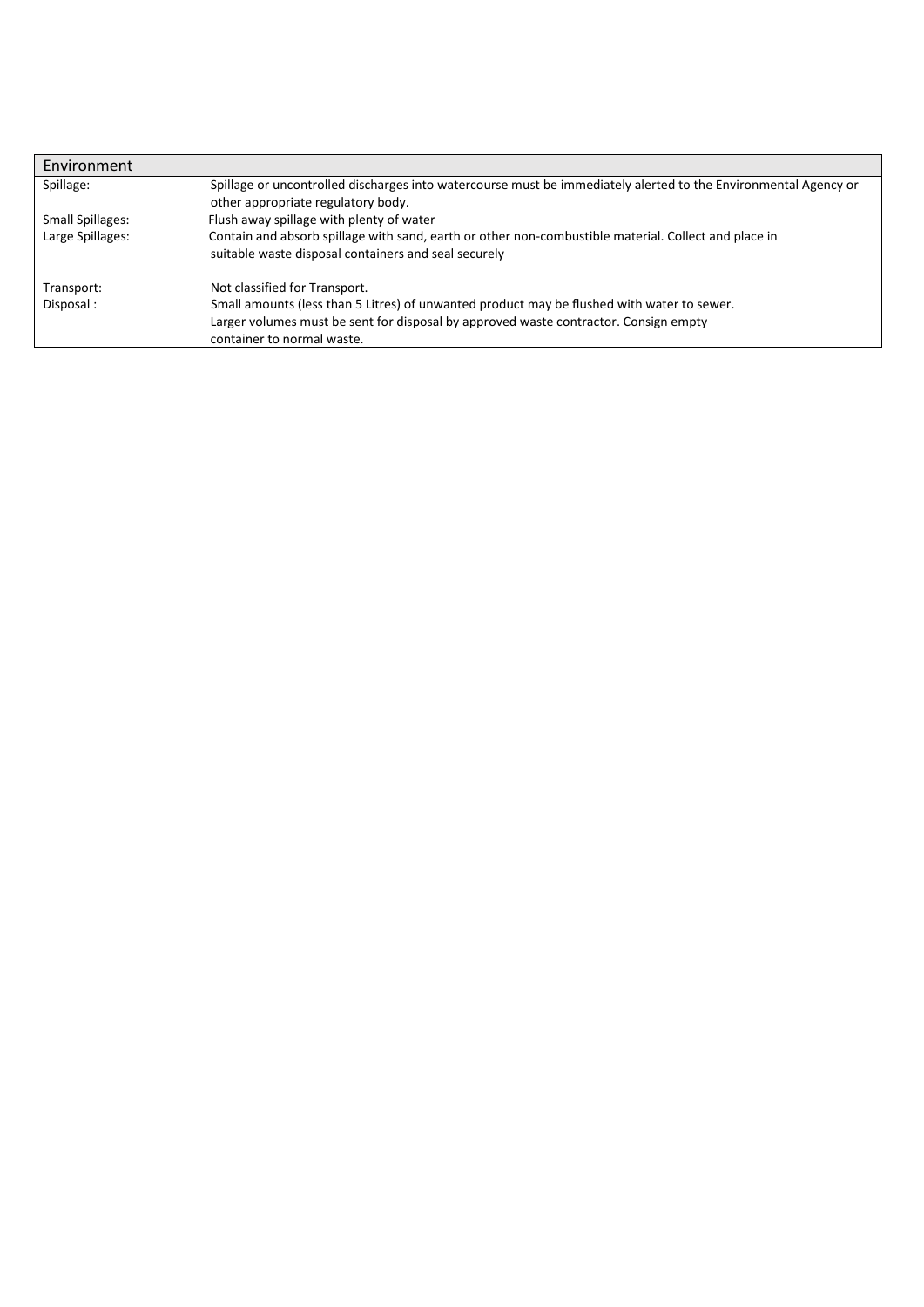| Environment | |
|---|---|
| Spillage: | Spillage or uncontrolled discharges into watercourse must be immediately alerted to the Environmental Agency or other appropriate regulatory body. |
| Small Spillages: | Flush away spillage with plenty of water |
| Large Spillages: | Contain and absorb spillage with sand, earth or other non-combustible material. Collect and place in suitable waste disposal containers and seal securely |
| Transport: | Not classified for Transport. |
| Disposal : | Small amounts (less than 5 Litres) of unwanted product may be flushed with water to sewer. Larger volumes must be sent for disposal by approved waste contractor. Consign empty container to normal waste. |